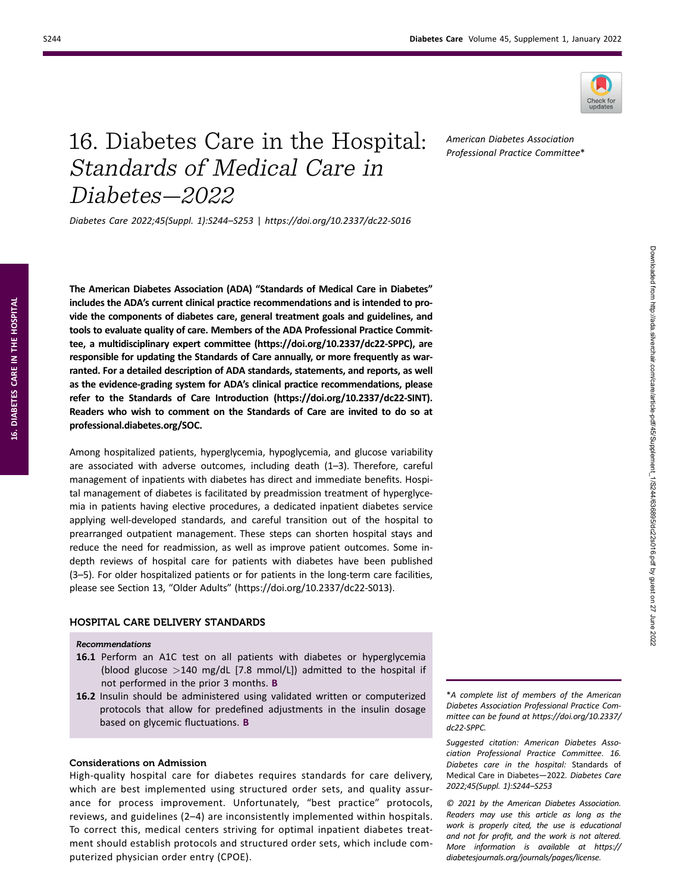# 16. Diabetes Care in the Hospital: *Standards of Medical Care in Diabetes—2022*

*Diabetes Care 2022;45(Suppl. 1):S244–S253 | https://doi.org/10.2337/dc22-S016*

*American Diabetes Association Professional Practice Committee**

**The American Diabetes Association (ADA) "Standards of Medical Care in Diabetes" includes the ADA's current clinical practice recommendations and is intended to provide the components of diabetes care, general treatment goals and guidelines, and tools to evaluate quality of care. Members of the ADA Professional Practice Committee, a multidisciplinary expert committee (https://doi.org/10.2337/dc22-SPPC), are responsible for updating the Standards of Care annually, or more frequently as warranted. For a detailed description of ADA standards, statements, and reports, as well as the evidence-grading system for ADA's clinical practice recommendations, please refer to the Standards of Care Introduction (https://doi.org/10.2337/dc22-SINT). Readers who wish to comment on the Standards of Care are invited to do so at professional.diabetes.org/SOC.**

Among hospitalized patients, hyperglycemia, hypoglycemia, and glucose variability are associated with adverse outcomes, including death (1–3). Therefore, careful management of inpatients with diabetes has direct and immediate benefits. Hospital management of diabetes is facilitated by preadmission treatment of hyperglycemia in patients having elective procedures, a dedicated inpatient diabetes service applying well-developed standards, and careful transition out of the hospital to prearranged outpatient management. These steps can shorten hospital stays and reduce the need for readmission, as well as improve patient outcomes. Some in-depth reviews of hospital care for patients with diabetes have been published (3–5). For older hospitalized patients or for patients in the long-term care facilities, please see Section 13, "Older Adults" (https://doi.org/10.2337/dc22-S013).

## HOSPITAL CARE DELIVERY STANDARDS

*Recommendations*

**16.1** Perform an A1C test on all patients with diabetes or hyperglycemia (blood glucose >140 mg/dL [7.8 mmol/L]) admitted to the hospital if not performed in the prior 3 months. **B**

**16.2** Insulin should be administered using validated written or computerized protocols that allow for predefined adjustments in the insulin dosage based on glycemic fluctuations. **B**

### Considerations on Admission

High-quality hospital care for diabetes requires standards for care delivery, which are best implemented using structured order sets, and quality assurance for process improvement. Unfortunately, "best practice" protocols, reviews, and guidelines (2–4) are inconsistently implemented within hospitals. To correct this, medical centers striving for optimal inpatient diabetes treatment should establish protocols and structured order sets, which include computerized physician order entry (CPOE).

*\*A complete list of members of the American Diabetes Association Professional Practice Committee can be found at https://doi.org/10.2337/dc22-SPPC.*

*Suggested citation: American Diabetes Association Professional Practice Committee. 16. Diabetes care in the hospital:* Standards of Medical Care in Diabetes—2022. *Diabetes Care 2022;45(Suppl. 1):S244–S253*

*© 2021 by the American Diabetes Association. Readers may use this article as long as the work is properly cited, the use is educational and not for profit, and the work is not altered. More information is available at https://diabetesjournals.org/journals/pages/license.*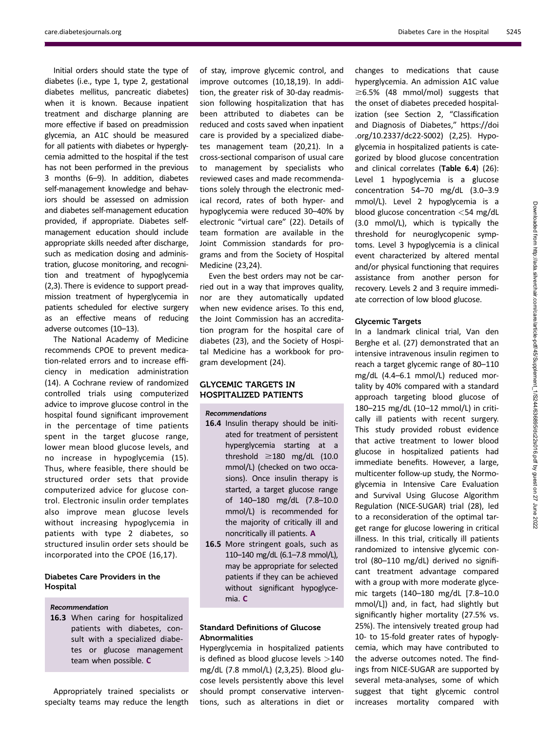Initial orders should state the type of diabetes (i.e., type 1, type 2, gestational diabetes mellitus, pancreatic diabetes) when it is known. Because inpatient treatment and discharge planning are more effective if based on preadmission glycemia, an A1C should be measured for all patients with diabetes or hyperglycemia admitted to the hospital if the test has not been performed in the previous 3 months (6–9). In addition, diabetes self-management knowledge and behaviors should be assessed on admission and diabetes self-management education provided, if appropriate. Diabetes self-management education should include appropriate skills needed after discharge, such as medication dosing and administration, glucose monitoring, and recognition and treatment of hypoglycemia (2,3). There is evidence to support preadmission treatment of hyperglycemia in patients scheduled for elective surgery as an effective means of reducing adverse outcomes (10–13).

The National Academy of Medicine recommends CPOE to prevent medication-related errors and to increase efficiency in medication administration (14). A Cochrane review of randomized controlled trials using computerized advice to improve glucose control in the hospital found significant improvement in the percentage of time patients spent in the target glucose range, lower mean blood glucose levels, and no increase in hypoglycemia (15). Thus, where feasible, there should be structured order sets that provide computerized advice for glucose control. Electronic insulin order templates also improve mean glucose levels without increasing hypoglycemia in patients with type 2 diabetes, so structured insulin order sets should be incorporated into the CPOE (16,17).

### Diabetes Care Providers in the Hospital

*Recommendation*

**16.3** When caring for hospitalized patients with diabetes, consult with a specialized diabetes or glucose management team when possible. **C**

Appropriately trained specialists or specialty teams may reduce the length of stay, improve glycemic control, and improve outcomes (10,18,19). In addition, the greater risk of 30-day readmission following hospitalization that has been attributed to diabetes can be reduced and costs saved when inpatient care is provided by a specialized diabetes management team (20,21). In a cross-sectional comparison of usual care to management by specialists who reviewed cases and made recommendations solely through the electronic medical record, rates of both hyper- and hypoglycemia were reduced 30–40% by electronic "virtual care" (22). Details of team formation are available in the Joint Commission standards for programs and from the Society of Hospital Medicine (23,24).

Even the best orders may not be carried out in a way that improves quality, nor are they automatically updated when new evidence arises. To this end, the Joint Commission has an accreditation program for the hospital care of diabetes (23), and the Society of Hospital Medicine has a workbook for program development (24).

## GLYCEMIC TARGETS IN HOSPITALIZED PATIENTS

*Recommendations*

**16.4** Insulin therapy should be initiated for treatment of persistent hyperglycemia starting at a threshold ≥180 mg/dL (10.0 mmol/L) (checked on two occasions). Once insulin therapy is started, a target glucose range of 140–180 mg/dL (7.8–10.0 mmol/L) is recommended for the majority of critically ill and noncritically ill patients. **A**

**16.5** More stringent goals, such as 110–140 mg/dL (6.1–7.8 mmol/L), may be appropriate for selected patients if they can be achieved without significant hypoglycemia. **C**

### Standard Definitions of Glucose Abnormalities

Hyperglycemia in hospitalized patients is defined as blood glucose levels >140 mg/dL (7.8 mmol/L) (2,3,25). Blood glucose levels persistently above this level should prompt conservative interventions, such as alterations in diet or changes to medications that cause hyperglycemia. An admission A1C value ≥6.5% (48 mmol/mol) suggests that the onset of diabetes preceded hospitalization (see Section 2, "Classification and Diagnosis of Diabetes," https://doi.org/10.2337/dc22-S002) (2,25). Hypoglycemia in hospitalized patients is categorized by blood glucose concentration and clinical correlates (**Table 6.4**) (26): Level 1 hypoglycemia is a glucose concentration 54–70 mg/dL (3.0–3.9 mmol/L). Level 2 hypoglycemia is a blood glucose concentration <54 mg/dL (3.0 mmol/L), which is typically the threshold for neuroglycopenic symptoms. Level 3 hypoglycemia is a clinical event characterized by altered mental and/or physical functioning that requires assistance from another person for recovery. Levels 2 and 3 require immediate correction of low blood glucose.

### Glycemic Targets

In a landmark clinical trial, Van den Berghe et al. (27) demonstrated that an intensive intravenous insulin regimen to reach a target glycemic range of 80–110 mg/dL (4.4–6.1 mmol/L) reduced mortality by 40% compared with a standard approach targeting blood glucose of 180–215 mg/dL (10–12 mmol/L) in critically ill patients with recent surgery. This study provided robust evidence that active treatment to lower blood glucose in hospitalized patients had immediate benefits. However, a large, multicenter follow-up study, the Normoglycemia in Intensive Care Evaluation and Survival Using Glucose Algorithm Regulation (NICE-SUGAR) trial (28), led to a reconsideration of the optimal target range for glucose lowering in critical illness. In this trial, critically ill patients randomized to intensive glycemic control (80–110 mg/dL) derived no significant treatment advantage compared with a group with more moderate glycemic targets (140–180 mg/dL [7.8–10.0 mmol/L]) and, in fact, had slightly but significantly higher mortality (27.5% vs. 25%). The intensively treated group had 10- to 15-fold greater rates of hypoglycemia, which may have contributed to the adverse outcomes noted. The findings from NICE-SUGAR are supported by several meta-analyses, some of which suggest that tight glycemic control increases mortality compared with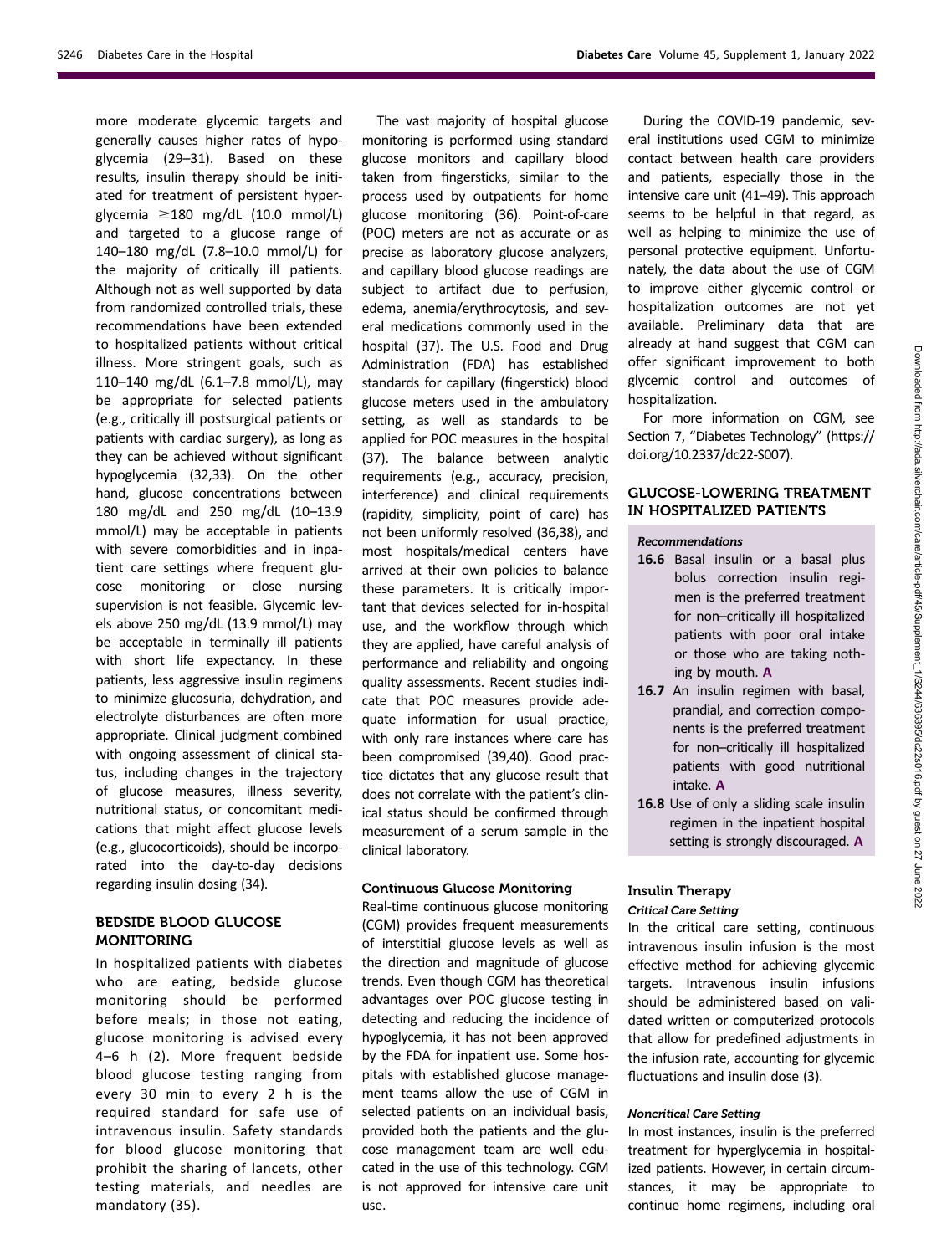more moderate glycemic targets and generally causes higher rates of hypoglycemia (29–31). Based on these results, insulin therapy should be initiated for treatment of persistent hyperglycemia ≥180 mg/dL (10.0 mmol/L) and targeted to a glucose range of 140–180 mg/dL (7.8–10.0 mmol/L) for the majority of critically ill patients. Although not as well supported by data from randomized controlled trials, these recommendations have been extended to hospitalized patients without critical illness. More stringent goals, such as 110–140 mg/dL (6.1–7.8 mmol/L), may be appropriate for selected patients (e.g., critically ill postsurgical patients or patients with cardiac surgery), as long as they can be achieved without significant hypoglycemia (32,33). On the other hand, glucose concentrations between 180 mg/dL and 250 mg/dL (10–13.9 mmol/L) may be acceptable in patients with severe comorbidities and in inpatient care settings where frequent glucose monitoring or close nursing supervision is not feasible. Glycemic levels above 250 mg/dL (13.9 mmol/L) may be acceptable in terminally ill patients with short life expectancy. In these patients, less aggressive insulin regimens to minimize glucosuria, dehydration, and electrolyte disturbances are often more appropriate. Clinical judgment combined with ongoing assessment of clinical status, including changes in the trajectory of glucose measures, illness severity, nutritional status, or concomitant medications that might affect glucose levels (e.g., glucocorticoids), should be incorporated into the day-to-day decisions regarding insulin dosing (34).

## BEDSIDE BLOOD GLUCOSE MONITORING

In hospitalized patients with diabetes who are eating, bedside glucose monitoring should be performed before meals; in those not eating, glucose monitoring is advised every 4–6 h (2). More frequent bedside blood glucose testing ranging from every 30 min to every 2 h is the required standard for safe use of intravenous insulin. Safety standards for blood glucose monitoring that prohibit the sharing of lancets, other testing materials, and needles are mandatory (35).

The vast majority of hospital glucose monitoring is performed using standard glucose monitors and capillary blood taken from fingersticks, similar to the process used by outpatients for home glucose monitoring (36). Point-of-care (POC) meters are not as accurate or as precise as laboratory glucose analyzers, and capillary blood glucose readings are subject to artifact due to perfusion, edema, anemia/erythrocytosis, and several medications commonly used in the hospital (37). The U.S. Food and Drug Administration (FDA) has established standards for capillary (fingerstick) blood glucose meters used in the ambulatory setting, as well as standards to be applied for POC measures in the hospital (37). The balance between analytic requirements (e.g., accuracy, precision, interference) and clinical requirements (rapidity, simplicity, point of care) has not been uniformly resolved (36,38), and most hospitals/medical centers have arrived at their own policies to balance these parameters. It is critically important that devices selected for in-hospital use, and the workflow through which they are applied, have careful analysis of performance and reliability and ongoing quality assessments. Recent studies indicate that POC measures provide adequate information for usual practice, with only rare instances where care has been compromised (39,40). Good practice dictates that any glucose result that does not correlate with the patient's clinical status should be confirmed through measurement of a serum sample in the clinical laboratory.

### Continuous Glucose Monitoring

Real-time continuous glucose monitoring (CGM) provides frequent measurements of interstitial glucose levels as well as the direction and magnitude of glucose trends. Even though CGM has theoretical advantages over POC glucose testing in detecting and reducing the incidence of hypoglycemia, it has not been approved by the FDA for inpatient use. Some hospitals with established glucose management teams allow the use of CGM in selected patients on an individual basis, provided both the patients and the glucose management team are well educated in the use of this technology. CGM is not approved for intensive care unit use.

During the COVID-19 pandemic, several institutions used CGM to minimize contact between health care providers and patients, especially those in the intensive care unit (41–49). This approach seems to be helpful in that regard, as well as helping to minimize the use of personal protective equipment. Unfortunately, the data about the use of CGM to improve either glycemic control or hospitalization outcomes are not yet available. Preliminary data that are already at hand suggest that CGM can offer significant improvement to both glycemic control and outcomes of hospitalization.

For more information on CGM, see Section 7, "Diabetes Technology" (https://doi.org/10.2337/dc22-S007).

## GLUCOSE-LOWERING TREATMENT IN HOSPITALIZED PATIENTS

*Recommendations*

**16.6** Basal insulin or a basal plus bolus correction insulin regimen is the preferred treatment for non–critically ill hospitalized patients with poor oral intake or those who are taking nothing by mouth. **A**

**16.7** An insulin regimen with basal, prandial, and correction components is the preferred treatment for non–critically ill hospitalized patients with good nutritional intake. **A**

**16.8** Use of only a sliding scale insulin regimen in the inpatient hospital setting is strongly discouraged. **A**

### Insulin Therapy

#### *Critical Care Setting*

In the critical care setting, continuous intravenous insulin infusion is the most effective method for achieving glycemic targets. Intravenous insulin infusions should be administered based on validated written or computerized protocols that allow for predefined adjustments in the infusion rate, accounting for glycemic fluctuations and insulin dose (3).

#### *Noncritical Care Setting*

In most instances, insulin is the preferred treatment for hyperglycemia in hospitalized patients. However, in certain circumstances, it may be appropriate to continue home regimens, including oral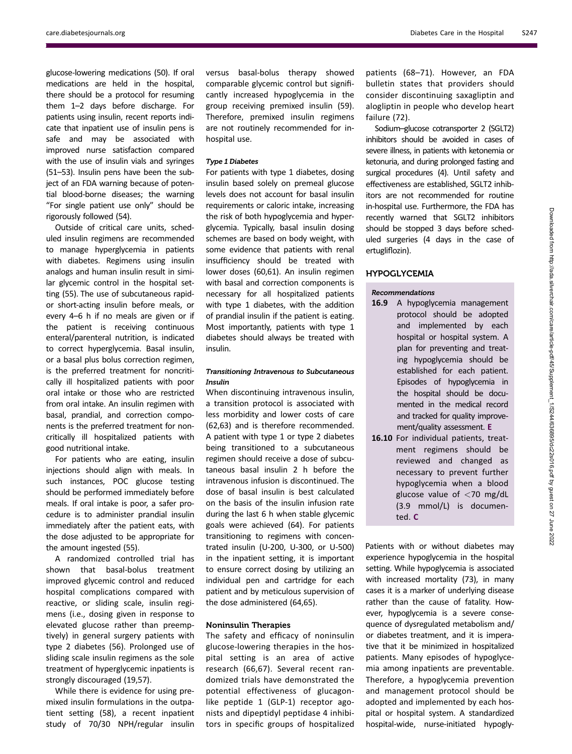glucose-lowering medications (50). If oral medications are held in the hospital, there should be a protocol for resuming them 1–2 days before discharge. For patients using insulin, recent reports indicate that inpatient use of insulin pens is safe and may be associated with improved nurse satisfaction compared with the use of insulin vials and syringes (51–53). Insulin pens have been the subject of an FDA warning because of potential blood-borne diseases; the warning "For single patient use only" should be rigorously followed (54).

Outside of critical care units, scheduled insulin regimens are recommended to manage hyperglycemia in patients with diabetes. Regimens using insulin analogs and human insulin result in similar glycemic control in the hospital setting (55). The use of subcutaneous rapid- or short-acting insulin before meals, or every 4–6 h if no meals are given or if the patient is receiving continuous enteral/parenteral nutrition, is indicated to correct hyperglycemia. Basal insulin, or a basal plus bolus correction regimen, is the preferred treatment for noncritically ill hospitalized patients with poor oral intake or those who are restricted from oral intake. An insulin regimen with basal, prandial, and correction components is the preferred treatment for noncritically ill hospitalized patients with good nutritional intake.

For patients who are eating, insulin injections should align with meals. In such instances, POC glucose testing should be performed immediately before meals. If oral intake is poor, a safer procedure is to administer prandial insulin immediately after the patient eats, with the dose adjusted to be appropriate for the amount ingested (55).

A randomized controlled trial has shown that basal-bolus treatment improved glycemic control and reduced hospital complications compared with reactive, or sliding scale, insulin regimens (i.e., dosing given in response to elevated glucose rather than preemptively) in general surgery patients with type 2 diabetes (56). Prolonged use of sliding scale insulin regimens as the sole treatment of hyperglycemic inpatients is strongly discouraged (19,57).

While there is evidence for using premixed insulin formulations in the outpatient setting (58), a recent inpatient study of 70/30 NPH/regular insulin versus basal-bolus therapy showed comparable glycemic control but significantly increased hypoglycemia in the group receiving premixed insulin (59). Therefore, premixed insulin regimens are not routinely recommended for in-hospital use.

#### *Type 1 Diabetes*

For patients with type 1 diabetes, dosing insulin based solely on premeal glucose levels does not account for basal insulin requirements or caloric intake, increasing the risk of both hypoglycemia and hyperglycemia. Typically, basal insulin dosing schemes are based on body weight, with some evidence that patients with renal insufficiency should be treated with lower doses (60,61). An insulin regimen with basal and correction components is necessary for all hospitalized patients with type 1 diabetes, with the addition of prandial insulin if the patient is eating. Most importantly, patients with type 1 diabetes should always be treated with insulin.

#### *Transitioning Intravenous to Subcutaneous Insulin*

When discontinuing intravenous insulin, a transition protocol is associated with less morbidity and lower costs of care (62,63) and is therefore recommended. A patient with type 1 or type 2 diabetes being transitioned to a subcutaneous regimen should receive a dose of subcutaneous basal insulin 2 h before the intravenous infusion is discontinued. The dose of basal insulin is best calculated on the basis of the insulin infusion rate during the last 6 h when stable glycemic goals were achieved (64). For patients transitioning to regimens with concentrated insulin (U-200, U-300, or U-500) in the inpatient setting, it is important to ensure correct dosing by utilizing an individual pen and cartridge for each patient and by meticulous supervision of the dose administered (64,65).

### Noninsulin Therapies

The safety and efficacy of noninsulin glucose-lowering therapies in the hospital setting is an area of active research (66,67). Several recent randomized trials have demonstrated the potential effectiveness of glucagon-like peptide 1 (GLP-1) receptor agonists and dipeptidyl peptidase 4 inhibitors in specific groups of hospitalized patients (68–71). However, an FDA bulletin states that providers should consider discontinuing saxagliptin and alogliptin in people who develop heart failure (72).

Sodium–glucose cotransporter 2 (SGLT2) inhibitors should be avoided in cases of severe illness, in patients with ketonemia or ketonuria, and during prolonged fasting and surgical procedures (4). Until safety and effectiveness are established, SGLT2 inhibitors are not recommended for routine in-hospital use. Furthermore, the FDA has recently warned that SGLT2 inhibitors should be stopped 3 days before scheduled surgeries (4 days in the case of ertugliflozin).

## HYPOGLYCEMIA

#### *Recommendations*

**16.9** A hypoglycemia management protocol should be adopted and implemented by each hospital or hospital system. A plan for preventing and treating hypoglycemia should be established for each patient. Episodes of hypoglycemia in the hospital should be documented in the medical record and tracked for quality improvement/quality assessment. **E**

**16.10** For individual patients, treatment regimens should be reviewed and changed as necessary to prevent further hypoglycemia when a blood glucose value of <70 mg/dL (3.9 mmol/L) is documented. **C**

Patients with or without diabetes may experience hypoglycemia in the hospital setting. While hypoglycemia is associated with increased mortality (73), in many cases it is a marker of underlying disease rather than the cause of fatality. However, hypoglycemia is a severe consequence of dysregulated metabolism and/or diabetes treatment, and it is imperative that it be minimized in hospitalized patients. Many episodes of hypoglycemia among inpatients are preventable. Therefore, a hypoglycemia prevention and management protocol should be adopted and implemented by each hospital or hospital system. A standardized hospital-wide, nurse-initiated hypogly-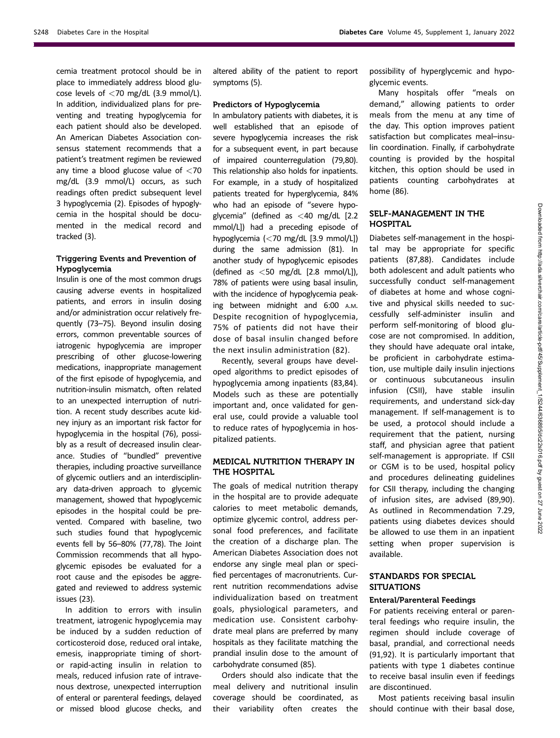cemia treatment protocol should be in place to immediately address blood glucose levels of <70 mg/dL (3.9 mmol/L). In addition, individualized plans for preventing and treating hypoglycemia for each patient should also be developed. An American Diabetes Association consensus statement recommends that a patient's treatment regimen be reviewed any time a blood glucose value of <70 mg/dL (3.9 mmol/L) occurs, as such readings often predict subsequent level 3 hypoglycemia (2). Episodes of hypoglycemia in the hospital should be documented in the medical record and tracked (3).

### Triggering Events and Prevention of Hypoglycemia

Insulin is one of the most common drugs causing adverse events in hospitalized patients, and errors in insulin dosing and/or administration occur relatively frequently (73–75). Beyond insulin dosing errors, common preventable sources of iatrogenic hypoglycemia are improper prescribing of other glucose-lowering medications, inappropriate management of the first episode of hypoglycemia, and nutrition-insulin mismatch, often related to an unexpected interruption of nutrition. A recent study describes acute kidney injury as an important risk factor for hypoglycemia in the hospital (76), possibly as a result of decreased insulin clearance. Studies of "bundled" preventive therapies, including proactive surveillance of glycemic outliers and an interdisciplinary data-driven approach to glycemic management, showed that hypoglycemic episodes in the hospital could be prevented. Compared with baseline, two such studies found that hypoglycemic events fell by 56–80% (77,78). The Joint Commission recommends that all hypoglycemic episodes be evaluated for a root cause and the episodes be aggregated and reviewed to address systemic issues (23).

In addition to errors with insulin treatment, iatrogenic hypoglycemia may be induced by a sudden reduction of corticosteroid dose, reduced oral intake, emesis, inappropriate timing of short- or rapid-acting insulin in relation to meals, reduced infusion rate of intravenous dextrose, unexpected interruption of enteral or parenteral feedings, delayed or missed blood glucose checks, and altered ability of the patient to report symptoms (5).

### Predictors of Hypoglycemia

In ambulatory patients with diabetes, it is well established that an episode of severe hypoglycemia increases the risk for a subsequent event, in part because of impaired counterregulation (79,80). This relationship also holds for inpatients. For example, in a study of hospitalized patients treated for hyperglycemia, 84% who had an episode of "severe hypoglycemia" (defined as <40 mg/dL [2.2 mmol/L]) had a preceding episode of hypoglycemia (<70 mg/dL [3.9 mmol/L]) during the same admission (81). In another study of hypoglycemic episodes (defined as <50 mg/dL [2.8 mmol/L]), 78% of patients were using basal insulin, with the incidence of hypoglycemia peaking between midnight and 6:00 A.M. Despite recognition of hypoglycemia, 75% of patients did not have their dose of basal insulin changed before the next insulin administration (82).

Recently, several groups have developed algorithms to predict episodes of hypoglycemia among inpatients (83,84). Models such as these are potentially important and, once validated for general use, could provide a valuable tool to reduce rates of hypoglycemia in hospitalized patients.

## MEDICAL NUTRITION THERAPY IN THE HOSPITAL

The goals of medical nutrition therapy in the hospital are to provide adequate calories to meet metabolic demands, optimize glycemic control, address personal food preferences, and facilitate the creation of a discharge plan. The American Diabetes Association does not endorse any single meal plan or specified percentages of macronutrients. Current nutrition recommendations advise individualization based on treatment goals, physiological parameters, and medication use. Consistent carbohydrate meal plans are preferred by many hospitals as they facilitate matching the prandial insulin dose to the amount of carbohydrate consumed (85).

Orders should also indicate that the meal delivery and nutritional insulin coverage should be coordinated, as their variability often creates the possibility of hyperglycemic and hypoglycemic events.

Many hospitals offer "meals on demand," allowing patients to order meals from the menu at any time of the day. This option improves patient satisfaction but complicates meal–insulin coordination. Finally, if carbohydrate counting is provided by the hospital kitchen, this option should be used in patients counting carbohydrates at home (86).

## SELF-MANAGEMENT IN THE HOSPITAL

Diabetes self-management in the hospital may be appropriate for specific patients (87,88). Candidates include both adolescent and adult patients who successfully conduct self-management of diabetes at home and whose cognitive and physical skills needed to successfully self-administer insulin and perform self-monitoring of blood glucose are not compromised. In addition, they should have adequate oral intake, be proficient in carbohydrate estimation, use multiple daily insulin injections or continuous subcutaneous insulin infusion (CSII), have stable insulin requirements, and understand sick-day management. If self-management is to be used, a protocol should include a requirement that the patient, nursing staff, and physician agree that patient self-management is appropriate. If CSII or CGM is to be used, hospital policy and procedures delineating guidelines for CSII therapy, including the changing of infusion sites, are advised (89,90). As outlined in Recommendation 7.29, patients using diabetes devices should be allowed to use them in an inpatient setting when proper supervision is available.

## STANDARDS FOR SPECIAL SITUATIONS

### Enteral/Parenteral Feedings

For patients receiving enteral or parenteral feedings who require insulin, the regimen should include coverage of basal, prandial, and correctional needs (91,92). It is particularly important that patients with type 1 diabetes continue to receive basal insulin even if feedings are discontinued.

Most patients receiving basal insulin should continue with their basal dose,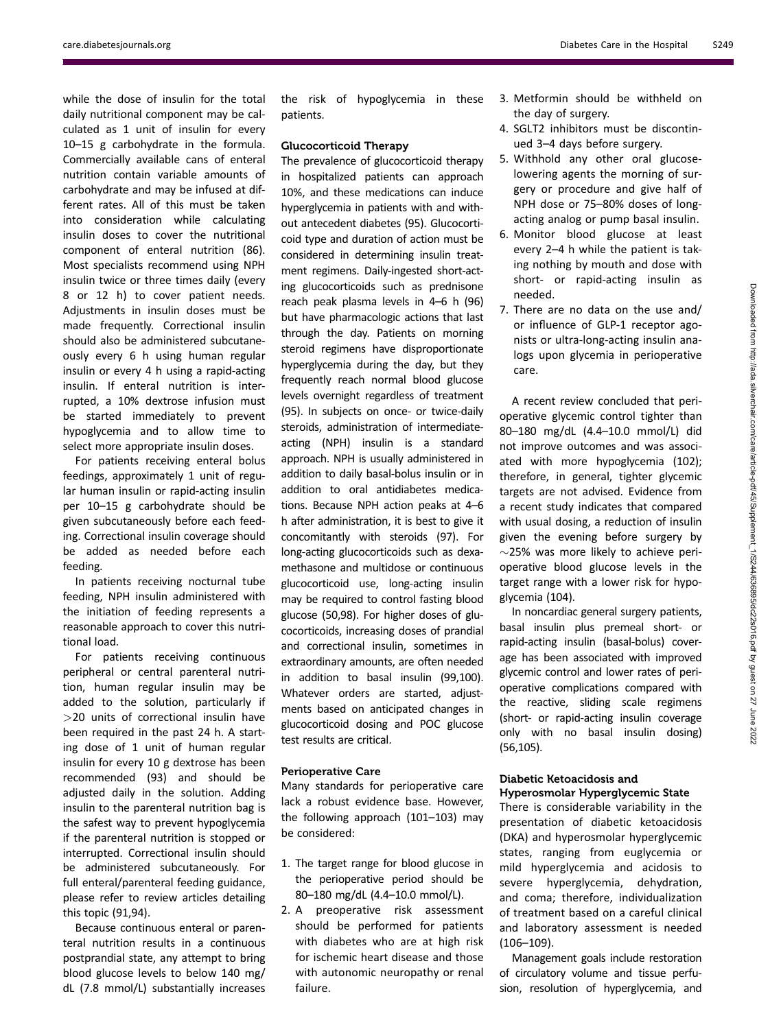while the dose of insulin for the total daily nutritional component may be calculated as 1 unit of insulin for every 10–15 g carbohydrate in the formula. Commercially available cans of enteral nutrition contain variable amounts of carbohydrate and may be infused at different rates. All of this must be taken into consideration while calculating insulin doses to cover the nutritional component of enteral nutrition (86). Most specialists recommend using NPH insulin twice or three times daily (every 8 or 12 h) to cover patient needs. Adjustments in insulin doses must be made frequently. Correctional insulin should also be administered subcutaneously every 6 h using human regular insulin or every 4 h using a rapid-acting insulin. If enteral nutrition is interrupted, a 10% dextrose infusion must be started immediately to prevent hypoglycemia and to allow time to select more appropriate insulin doses.

For patients receiving enteral bolus feedings, approximately 1 unit of regular human insulin or rapid-acting insulin per 10–15 g carbohydrate should be given subcutaneously before each feeding. Correctional insulin coverage should be added as needed before each feeding.

In patients receiving nocturnal tube feeding, NPH insulin administered with the initiation of feeding represents a reasonable approach to cover this nutritional load.

For patients receiving continuous peripheral or central parenteral nutrition, human regular insulin may be added to the solution, particularly if >20 units of correctional insulin have been required in the past 24 h. A starting dose of 1 unit of human regular insulin for every 10 g dextrose has been recommended (93) and should be adjusted daily in the solution. Adding insulin to the parenteral nutrition bag is the safest way to prevent hypoglycemia if the parenteral nutrition is stopped or interrupted. Correctional insulin should be administered subcutaneously. For full enteral/parenteral feeding guidance, please refer to review articles detailing this topic (91,94).

Because continuous enteral or parenteral nutrition results in a continuous postprandial state, any attempt to bring blood glucose levels to below 140 mg/dL (7.8 mmol/L) substantially increases the risk of hypoglycemia in these patients.

### Glucocorticoid Therapy

The prevalence of glucocorticoid therapy in hospitalized patients can approach 10%, and these medications can induce hyperglycemia in patients with and without antecedent diabetes (95). Glucocorticoid type and duration of action must be considered in determining insulin treatment regimens. Daily-ingested short-acting glucocorticoids such as prednisone reach peak plasma levels in 4–6 h (96) but have pharmacologic actions that last through the day. Patients on morning steroid regimens have disproportionate hyperglycemia during the day, but they frequently reach normal blood glucose levels overnight regardless of treatment (95). In subjects on once- or twice-daily steroids, administration of intermediate-acting (NPH) insulin is a standard approach. NPH is usually administered in addition to daily basal-bolus insulin or in addition to oral antidiabetes medications. Because NPH action peaks at 4–6 h after administration, it is best to give it concomitantly with steroids (97). For long-acting glucocorticoids such as dexamethasone and multidose or continuous glucocorticoid use, long-acting insulin may be required to control fasting blood glucose (50,98). For higher doses of glucocorticoids, increasing doses of prandial and correctional insulin, sometimes in extraordinary amounts, are often needed in addition to basal insulin (99,100). Whatever orders are started, adjustments based on anticipated changes in glucocorticoid dosing and POC glucose test results are critical.

### Perioperative Care

Many standards for perioperative care lack a robust evidence base. However, the following approach (101–103) may be considered:

1. The target range for blood glucose in the perioperative period should be 80–180 mg/dL (4.4–10.0 mmol/L).
2. A preoperative risk assessment should be performed for patients with diabetes who are at high risk for ischemic heart disease and those with autonomic neuropathy or renal failure.
3. Metformin should be withheld on the day of surgery.
4. SGLT2 inhibitors must be discontinued 3–4 days before surgery.
5. Withhold any other oral glucose-lowering agents the morning of surgery or procedure and give half of NPH dose or 75–80% doses of long-acting analog or pump basal insulin.
6. Monitor blood glucose at least every 2–4 h while the patient is taking nothing by mouth and dose with short- or rapid-acting insulin as needed.
7. There are no data on the use and/or influence of GLP-1 receptor agonists or ultra-long-acting insulin analogs upon glycemia in perioperative care.

A recent review concluded that perioperative glycemic control tighter than 80–180 mg/dL (4.4–10.0 mmol/L) did not improve outcomes and was associated with more hypoglycemia (102); therefore, in general, tighter glycemic targets are not advised. Evidence from a recent study indicates that compared with usual dosing, a reduction of insulin given the evening before surgery by ~25% was more likely to achieve perioperative blood glucose levels in the target range with a lower risk for hypoglycemia (104).

In noncardiac general surgery patients, basal insulin plus premeal short- or rapid-acting insulin (basal-bolus) coverage has been associated with improved glycemic control and lower rates of perioperative complications compared with the reactive, sliding scale regimens (short- or rapid-acting insulin coverage only with no basal insulin dosing) (56,105).

### Diabetic Ketoacidosis and Hyperosmolar Hyperglycemic State

There is considerable variability in the presentation of diabetic ketoacidosis (DKA) and hyperosmolar hyperglycemic states, ranging from euglycemia or mild hyperglycemia and acidosis to severe hyperglycemia, dehydration, and coma; therefore, individualization of treatment based on a careful clinical and laboratory assessment is needed (106–109).

Management goals include restoration of circulatory volume and tissue perfusion, resolution of hyperglycemia, and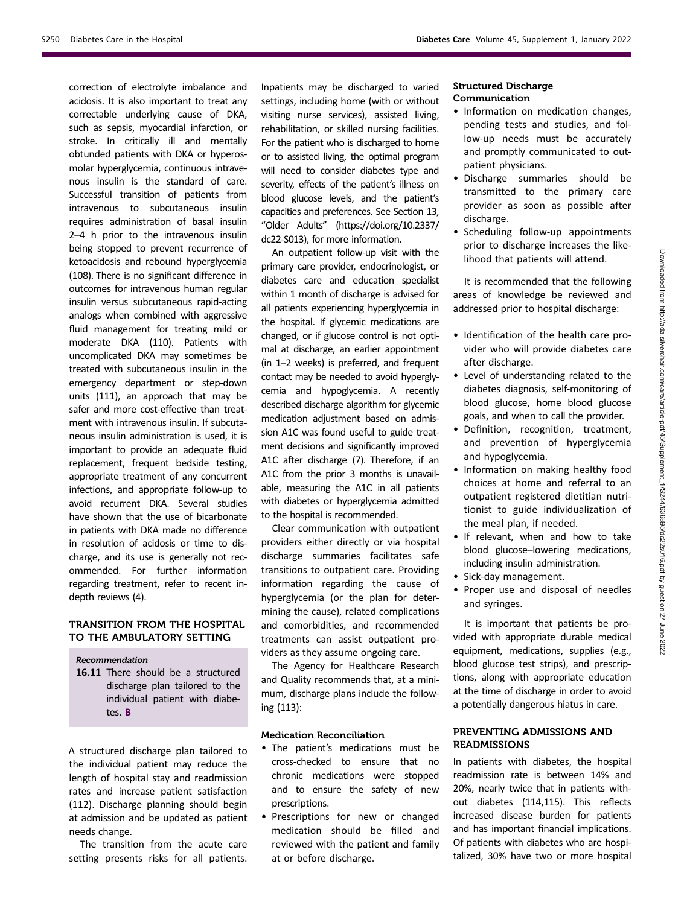correction of electrolyte imbalance and acidosis. It is also important to treat any correctable underlying cause of DKA, such as sepsis, myocardial infarction, or stroke. In critically ill and mentally obtunded patients with DKA or hyperosmolar hyperglycemia, continuous intravenous insulin is the standard of care. Successful transition of patients from intravenous to subcutaneous insulin requires administration of basal insulin 2–4 h prior to the intravenous insulin being stopped to prevent recurrence of ketoacidosis and rebound hyperglycemia (108). There is no significant difference in outcomes for intravenous human regular insulin versus subcutaneous rapid-acting analogs when combined with aggressive fluid management for treating mild or moderate DKA (110). Patients with uncomplicated DKA may sometimes be treated with subcutaneous insulin in the emergency department or step-down units (111), an approach that may be safer and more cost-effective than treatment with intravenous insulin. If subcutaneous insulin administration is used, it is important to provide an adequate fluid replacement, frequent bedside testing, appropriate treatment of any concurrent infections, and appropriate follow-up to avoid recurrent DKA. Several studies have shown that the use of bicarbonate in patients with DKA made no difference in resolution of acidosis or time to discharge, and its use is generally not recommended. For further information regarding treatment, refer to recent in-depth reviews (4).

## TRANSITION FROM THE HOSPITAL TO THE AMBULATORY SETTING

*Recommendation*

**16.11** There should be a structured discharge plan tailored to the individual patient with diabetes. **B**

A structured discharge plan tailored to the individual patient may reduce the length of hospital stay and readmission rates and increase patient satisfaction (112). Discharge planning should begin at admission and be updated as patient needs change.

The transition from the acute care setting presents risks for all patients. Inpatients may be discharged to varied settings, including home (with or without visiting nurse services), assisted living, rehabilitation, or skilled nursing facilities. For the patient who is discharged to home or to assisted living, the optimal program will need to consider diabetes type and severity, effects of the patient's illness on blood glucose levels, and the patient's capacities and preferences. See Section 13, "Older Adults" (https://doi.org/10.2337/dc22-S013), for more information.

An outpatient follow-up visit with the primary care provider, endocrinologist, or diabetes care and education specialist within 1 month of discharge is advised for all patients experiencing hyperglycemia in the hospital. If glycemic medications are changed, or if glucose control is not optimal at discharge, an earlier appointment (in 1–2 weeks) is preferred, and frequent contact may be needed to avoid hyperglycemia and hypoglycemia. A recently described discharge algorithm for glycemic medication adjustment based on admission A1C was found useful to guide treatment decisions and significantly improved A1C after discharge (7). Therefore, if an A1C from the prior 3 months is unavailable, measuring the A1C in all patients with diabetes or hyperglycemia admitted to the hospital is recommended.

Clear communication with outpatient providers either directly or via hospital discharge summaries facilitates safe transitions to outpatient care. Providing information regarding the cause of hyperglycemia (or the plan for determining the cause), related complications and comorbidities, and recommended treatments can assist outpatient providers as they assume ongoing care.

The Agency for Healthcare Research and Quality recommends that, at a minimum, discharge plans include the following (113):

### Medication Reconciliation

- The patient's medications must be cross-checked to ensure that no chronic medications were stopped and to ensure the safety of new prescriptions.
- Prescriptions for new or changed medication should be filled and reviewed with the patient and family at or before discharge.

### Structured Discharge Communication

- Information on medication changes, pending tests and studies, and follow-up needs must be accurately and promptly communicated to outpatient physicians.
- Discharge summaries should be transmitted to the primary care provider as soon as possible after discharge.
- Scheduling follow-up appointments prior to discharge increases the likelihood that patients will attend.

It is recommended that the following areas of knowledge be reviewed and addressed prior to hospital discharge:

- Identification of the health care provider who will provide diabetes care after discharge.
- Level of understanding related to the diabetes diagnosis, self-monitoring of blood glucose, home blood glucose goals, and when to call the provider.
- Definition, recognition, treatment, and prevention of hyperglycemia and hypoglycemia.
- Information on making healthy food choices at home and referral to an outpatient registered dietitian nutritionist to guide individualization of the meal plan, if needed.
- If relevant, when and how to take blood glucose–lowering medications, including insulin administration.
- Sick-day management.
- Proper use and disposal of needles and syringes.

It is important that patients be provided with appropriate durable medical equipment, medications, supplies (e.g., blood glucose test strips), and prescriptions, along with appropriate education at the time of discharge in order to avoid a potentially dangerous hiatus in care.

## PREVENTING ADMISSIONS AND READMISSIONS

In patients with diabetes, the hospital readmission rate is between 14% and 20%, nearly twice that in patients without diabetes (114,115). This reflects increased disease burden for patients and has important financial implications. Of patients with diabetes who are hospitalized, 30% have two or more hospital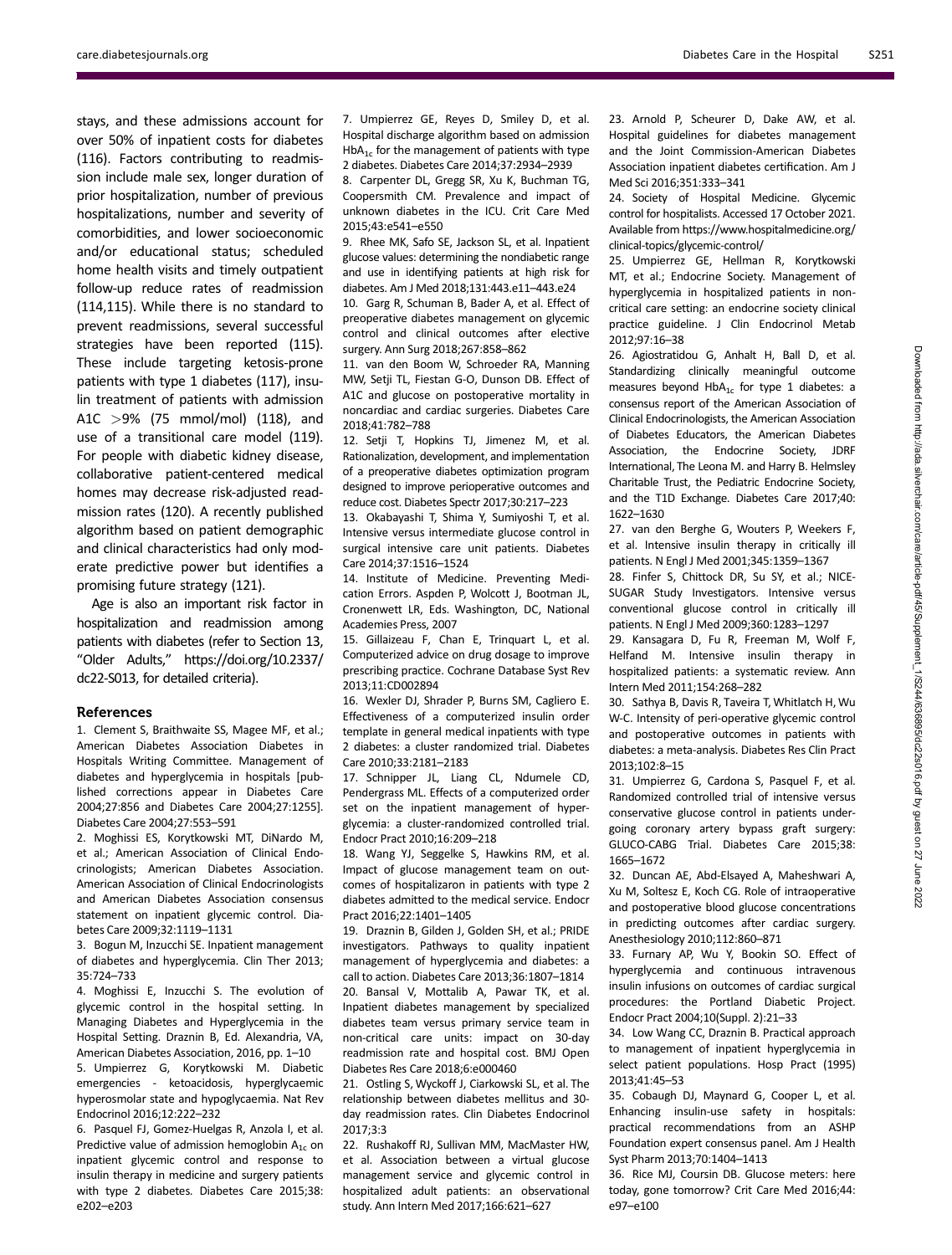stays, and these admissions account for over 50% of inpatient costs for diabetes (116). Factors contributing to readmission include male sex, longer duration of prior hospitalization, number of previous hospitalizations, number and severity of comorbidities, and lower socioeconomic and/or educational status; scheduled home health visits and timely outpatient follow-up reduce rates of readmission (114,115). While there is no standard to prevent readmissions, several successful strategies have been reported (115). These include targeting ketosis-prone patients with type 1 diabetes (117), insulin treatment of patients with admission A1C >9% (75 mmol/mol) (118), and use of a transitional care model (119). For people with diabetic kidney disease, collaborative patient-centered medical homes may decrease risk-adjusted readmission rates (120). A recently published algorithm based on patient demographic and clinical characteristics had only moderate predictive power but identifies a promising future strategy (121).

Age is also an important risk factor in hospitalization and readmission among patients with diabetes (refer to Section 13, "Older Adults," https://doi.org/10.2337/dc22-S013, for detailed criteria).

## References

1. Clement S, Braithwaite SS, Magee MF, et al.; American Diabetes Association Diabetes in Hospitals Writing Committee. Management of diabetes and hyperglycemia in hospitals [published corrections appear in Diabetes Care 2004;27:856 and Diabetes Care 2004;27:1255]. Diabetes Care 2004;27:553–591
2. Moghissi ES, Korytkowski MT, DiNardo M, et al.; American Association of Clinical Endocrinologists; American Diabetes Association. American Association of Clinical Endocrinologists and American Diabetes Association consensus statement on inpatient glycemic control. Diabetes Care 2009;32:1119–1131
3. Bogun M, Inzucchi SE. Inpatient management of diabetes and hyperglycemia. Clin Ther 2013; 35:724–733
4. Moghissi E, Inzucchi S. The evolution of glycemic control in the hospital setting. In Managing Diabetes and Hyperglycemia in the Hospital Setting. Draznin B, Ed. Alexandria, VA, American Diabetes Association, 2016, pp. 1–10
5. Umpierrez G, Korytkowski M. Diabetic emergencies - ketoacidosis, hyperglycaemic hyperosmolar state and hypoglycaemia. Nat Rev Endocrinol 2016;12:222–232
6. Pasquel FJ, Gomez-Huelgas R, Anzola I, et al. Predictive value of admission hemoglobin $A_{1c}$ on inpatient glycemic control and response to insulin therapy in medicine and surgery patients with type 2 diabetes. Diabetes Care 2015;38: e202–e203
7. Umpierrez GE, Reyes D, Smiley D, et al. Hospital discharge algorithm based on admission $HbA_{1c}$ for the management of patients with type 2 diabetes. Diabetes Care 2014;37:2934–2939
8. Carpenter DL, Gregg SR, Xu K, Buchman TG, Coopersmith CM. Prevalence and impact of unknown diabetes in the ICU. Crit Care Med 2015;43:e541–e550
9. Rhee MK, Safo SE, Jackson SL, et al. Inpatient glucose values: determining the nondiabetic range and use in identifying patients at high risk for diabetes. Am J Med 2018;131:443.e11–443.e24
10. Garg R, Schuman B, Bader A, et al. Effect of preoperative diabetes management on glycemic control and clinical outcomes after elective surgery. Ann Surg 2018;267:858–862
11. van den Boom W, Schroeder RA, Manning MW, Setji TL, Fiestan G-O, Dunson DB. Effect of A1C and glucose on postoperative mortality in noncardiac and cardiac surgeries. Diabetes Care 2018;41:782–788
12. Setji T, Hopkins TJ, Jimenez M, et al. Rationalization, development, and implementation of a preoperative diabetes optimization program designed to improve perioperative outcomes and reduce cost. Diabetes Spectr 2017;30:217–223
13. Okabayashi T, Shima Y, Sumiyoshi T, et al. Intensive versus intermediate glucose control in surgical intensive care unit patients. Diabetes Care 2014;37:1516–1524
14. Institute of Medicine. Preventing Medication Errors. Aspden P, Wolcott J, Bootman JL, Cronenwett LR, Eds. Washington, DC, National Academies Press, 2007
15. Gillaizeau F, Chan E, Trinquart L, et al. Computerized advice on drug dosage to improve prescribing practice. Cochrane Database Syst Rev 2013;11:CD002894
16. Wexler DJ, Shrader P, Burns SM, Cagliero E. Effectiveness of a computerized insulin order template in general medical inpatients with type 2 diabetes: a cluster randomized trial. Diabetes Care 2010;33:2181–2183
17. Schnipper JL, Liang CL, Ndumele CD, Pendergrass ML. Effects of a computerized order set on the inpatient management of hyperglycemia: a cluster-randomized controlled trial. Endocr Pract 2010;16:209–218
18. Wang YJ, Seggelke S, Hawkins RM, et al. Impact of glucose management team on outcomes of hospitalizaron in patients with type 2 diabetes admitted to the medical service. Endocr Pract 2016;22:1401–1405
19. Draznin B, Gilden J, Golden SH, et al.; PRIDE investigators. Pathways to quality inpatient management of hyperglycemia and diabetes: a call to action. Diabetes Care 2013;36:1807–1814
20. Bansal V, Mottalib A, Pawar TK, et al. Inpatient diabetes management by specialized diabetes team versus primary service team in non-critical care units: impact on 30-day readmission rate and hospital cost. BMJ Open Diabetes Res Care 2018;6:e000460
21. Ostling S, Wyckoff J, Ciarkowski SL, et al. The relationship between diabetes mellitus and 30-day readmission rates. Clin Diabetes Endocrinol 2017;3:3
22. Rushakoff RJ, Sullivan MM, MacMaster HW, et al. Association between a virtual glucose management service and glycemic control in hospitalized adult patients: an observational study. Ann Intern Med 2017;166:621–627
23. Arnold P, Scheurer D, Dake AW, et al. Hospital guidelines for diabetes management and the Joint Commission-American Diabetes Association inpatient diabetes certification. Am J Med Sci 2016;351:333–341
24. Society of Hospital Medicine. Glycemic control for hospitalists. Accessed 17 October 2021. Available from https://www.hospitalmedicine.org/clinical-topics/glycemic-control/
25. Umpierrez GE, Hellman R, Korytkowski MT, et al.; Endocrine Society. Management of hyperglycemia in hospitalized patients in non-critical care setting: an endocrine society clinical practice guideline. J Clin Endocrinol Metab 2012;97:16–38
26. Agiostratidou G, Anhalt H, Ball D, et al. Standardizing clinically meaningful outcome measures beyond $HbA_{1c}$ for type 1 diabetes: a consensus report of the American Association of Clinical Endocrinologists, the American Association of Diabetes Educators, the American Diabetes Association, the Endocrine Society, JDRF International, The Leona M. and Harry B. Helmsley Charitable Trust, the Pediatric Endocrine Society, and the T1D Exchange. Diabetes Care 2017;40: 1622–1630
27. van den Berghe G, Wouters P, Weekers F, et al. Intensive insulin therapy in critically ill patients. N Engl J Med 2001;345:1359–1367
28. Finfer S, Chittock DR, Su SY, et al.; NICE-SUGAR Study Investigators. Intensive versus conventional glucose control in critically ill patients. N Engl J Med 2009;360:1283–1297
29. Kansagara D, Fu R, Freeman M, Wolf F, Helfand M. Intensive insulin therapy in hospitalized patients: a systematic review. Ann Intern Med 2011;154:268–282
30. Sathya B, Davis R, Taveira T, Whitlatch H, Wu W-C. Intensity of peri-operative glycemic control and postoperative outcomes in patients with diabetes: a meta-analysis. Diabetes Res Clin Pract 2013;102:8–15
31. Umpierrez G, Cardona S, Pasquel F, et al. Randomized controlled trial of intensive versus conservative glucose control in patients undergoing coronary artery bypass graft surgery: GLUCO-CABG Trial. Diabetes Care 2015;38: 1665–1672
32. Duncan AE, Abd-Elsayed A, Maheshwari A, Xu M, Soltesz E, Koch CG. Role of intraoperative and postoperative blood glucose concentrations in predicting outcomes after cardiac surgery. Anesthesiology 2010;112:860–871
33. Furnary AP, Wu Y, Bookin SO. Effect of hyperglycemia and continuous intravenous insulin infusions on outcomes of cardiac surgical procedures: the Portland Diabetic Project. Endocr Pract 2004;10(Suppl. 2):21–33
34. Low Wang CC, Draznin B. Practical approach to management of inpatient hyperglycemia in select patient populations. Hosp Pract (1995) 2013;41:45–53
35. Cobaugh DJ, Maynard G, Cooper L, et al. Enhancing insulin-use safety in hospitals: practical recommendations from an ASHP Foundation expert consensus panel. Am J Health Syst Pharm 2013;70:1404–1413
36. Rice MJ, Coursin DB. Glucose meters: here today, gone tomorrow? Crit Care Med 2016;44: e97–e100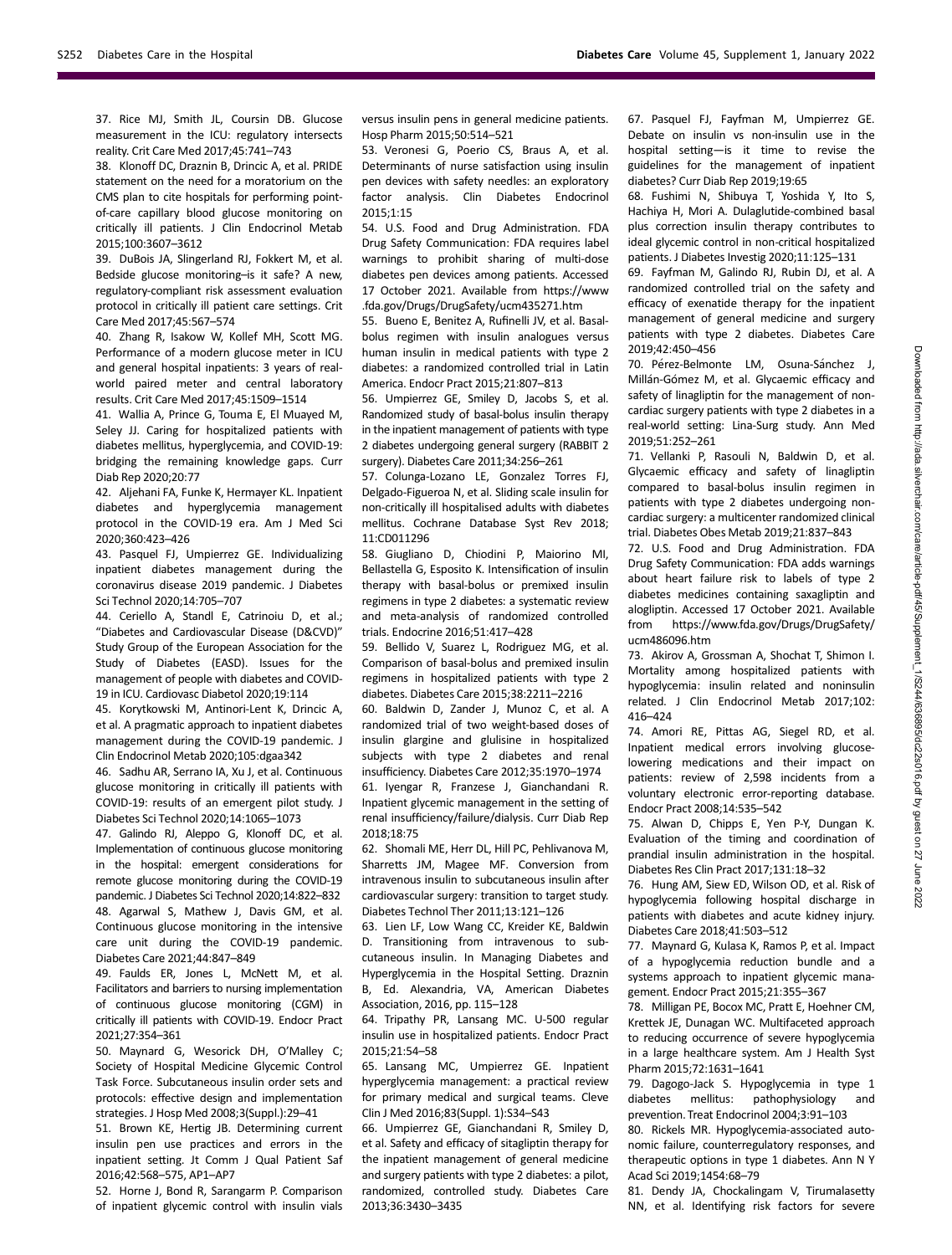37. Rice MJ, Smith JL, Coursin DB. Glucose measurement in the ICU: regulatory intersects reality. Crit Care Med 2017;45:741–743

38. Klonoff DC, Draznin B, Drincic A, et al. PRIDE statement on the need for a moratorium on the CMS plan to cite hospitals for performing point-of-care capillary blood glucose monitoring on critically ill patients. J Clin Endocrinol Metab 2015;100:3607–3612

39. DuBois JA, Slingerland RJ, Fokkert M, et al. Bedside glucose monitoring–is it safe? A new, regulatory-compliant risk assessment evaluation protocol in critically ill patient care settings. Crit Care Med 2017;45:567–574

40. Zhang R, Isakow W, Kollef MH, Scott MG. Performance of a modern glucose meter in ICU and general hospital inpatients: 3 years of real-world paired meter and central laboratory results. Crit Care Med 2017;45:1509–1514

41. Wallia A, Prince G, Touma E, El Muayed M, Seley JJ. Caring for hospitalized patients with diabetes mellitus, hyperglycemia, and COVID-19: bridging the remaining knowledge gaps. Curr Diab Rep 2020;20:77

42. Aljehani FA, Funke K, Hermayer KL. Inpatient diabetes and hyperglycemia management protocol in the COVID-19 era. Am J Med Sci 2020;360:423–426

43. Pasquel FJ, Umpierrez GE. Individualizing inpatient diabetes management during the coronavirus disease 2019 pandemic. J Diabetes Sci Technol 2020;14:705–707

44. Ceriello A, Standl E, Catrinoiu D, et al.; "Diabetes and Cardiovascular Disease (D&CVD)" Study Group of the European Association for the Study of Diabetes (EASD). Issues for the management of people with diabetes and COVID-19 in ICU. Cardiovasc Diabetol 2020;19:114

45. Korytkowski M, Antinori-Lent K, Drincic A, et al. A pragmatic approach to inpatient diabetes management during the COVID-19 pandemic. J Clin Endocrinol Metab 2020;105:dgaa342

46. Sadhu AR, Serrano IA, Xu J, et al. Continuous glucose monitoring in critically ill patients with COVID-19: results of an emergent pilot study. J Diabetes Sci Technol 2020;14:1065–1073

47. Galindo RJ, Aleppo G, Klonoff DC, et al. Implementation of continuous glucose monitoring in the hospital: emergent considerations for remote glucose monitoring during the COVID-19 pandemic. J Diabetes Sci Technol 2020;14:822–832

48. Agarwal S, Mathew J, Davis GM, et al. Continuous glucose monitoring in the intensive care unit during the COVID-19 pandemic. Diabetes Care 2021;44:847–849

49. Faulds ER, Jones L, McNett M, et al. Facilitators and barriers to nursing implementation of continuous glucose monitoring (CGM) in critically ill patients with COVID-19. Endocr Pract 2021;27:354–361

50. Maynard G, Wesorick DH, O'Malley C; Society of Hospital Medicine Glycemic Control Task Force. Subcutaneous insulin order sets and protocols: effective design and implementation strategies. J Hosp Med 2008;3(Suppl.):29–41

51. Brown KE, Hertig JB. Determining current insulin pen use practices and errors in the inpatient setting. Jt Comm J Qual Patient Saf 2016;42:568–575, AP1–AP7

52. Horne J, Bond R, Sarangarm P. Comparison of inpatient glycemic control with insulin vials versus insulin pens in general medicine patients. Hosp Pharm 2015;50:514–521

53. Veronesi G, Poerio CS, Braus A, et al. Determinants of nurse satisfaction using insulin pen devices with safety needles: an exploratory factor analysis. Clin Diabetes Endocrinol 2015;1:15

54. U.S. Food and Drug Administration. FDA Drug Safety Communication: FDA requires label warnings to prohibit sharing of multi-dose diabetes pen devices among patients. Accessed 17 October 2021. Available from https://www.fda.gov/Drugs/DrugSafety/ucm435271.htm

55. Bueno E, Benitez A, Rufinelli JV, et al. Basal-bolus regimen with insulin analogues versus human insulin in medical patients with type 2 diabetes: a randomized controlled trial in Latin America. Endocr Pract 2015;21:807–813

56. Umpierrez GE, Smiley D, Jacobs S, et al. Randomized study of basal-bolus insulin therapy in the inpatient management of patients with type 2 diabetes undergoing general surgery (RABBIT 2 surgery). Diabetes Care 2011;34:256–261

57. Colunga-Lozano LE, Gonzalez Torres FJ, Delgado-Figueroa N, et al. Sliding scale insulin for non-critically ill hospitalised adults with diabetes mellitus. Cochrane Database Syst Rev 2018; 11:CD011296

58. Giugliano D, Chiodini P, Maiorino MI, Bellastella G, Esposito K. Intensification of insulin therapy with basal-bolus or premixed insulin regimens in type 2 diabetes: a systematic review and meta-analysis of randomized controlled trials. Endocrine 2016;51:417–428

59. Bellido V, Suarez L, Rodriguez MG, et al. Comparison of basal-bolus and premixed insulin regimens in hospitalized patients with type 2 diabetes. Diabetes Care 2015;38:2211–2216

60. Baldwin D, Zander J, Munoz C, et al. A randomized trial of two weight-based doses of insulin glargine and glulisine in hospitalized subjects with type 2 diabetes and renal insufficiency. Diabetes Care 2012;35:1970–1974

61. Iyengar R, Franzese J, Gianchandani R. Inpatient glycemic management in the setting of renal insufficiency/failure/dialysis. Curr Diab Rep 2018;18:75

62. Shomali ME, Herr DL, Hill PC, Pehlivanova M, Sharretts JM, Magee MF. Conversion from intravenous insulin to subcutaneous insulin after cardiovascular surgery: transition to target study. Diabetes Technol Ther 2011;13:121–126

63. Lien LF, Low Wang CC, Kreider KE, Baldwin D. Transitioning from intravenous to subcutaneous insulin. In Managing Diabetes and Hyperglycemia in the Hospital Setting. Draznin B, Ed. Alexandria, VA, American Diabetes Association, 2016, pp. 115–128

64. Tripathy PR, Lansang MC. U-500 regular insulin use in hospitalized patients. Endocr Pract 2015;21:54–58

65. Lansang MC, Umpierrez GE. Inpatient hyperglycemia management: a practical review for primary medical and surgical teams. Cleve Clin J Med 2016;83(Suppl. 1):S34–S43

66. Umpierrez GE, Gianchandani R, Smiley D, et al. Safety and efficacy of sitagliptin therapy for the inpatient management of general medicine and surgery patients with type 2 diabetes: a pilot, randomized, controlled study. Diabetes Care 2013;36:3430–3435

67. Pasquel FJ, Fayfman M, Umpierrez GE. Debate on insulin vs non-insulin use in the hospital setting—is it time to revise the guidelines for the management of inpatient diabetes? Curr Diab Rep 2019;19:65

68. Fushimi N, Shibuya T, Yoshida Y, Ito S, Hachiya H, Mori A. Dulaglutide-combined basal plus correction insulin therapy contributes to ideal glycemic control in non-critical hospitalized patients. J Diabetes Investig 2020;11:125–131

69. Fayfman M, Galindo RJ, Rubin DJ, et al. A randomized controlled trial on the safety and efficacy of exenatide therapy for the inpatient management of general medicine and surgery patients with type 2 diabetes. Diabetes Care 2019;42:450–456

70. Pérez-Belmonte LM, Osuna-Sánchez J, Millán-Gómez M, et al. Glycaemic efficacy and safety of linagliptin for the management of non-cardiac surgery patients with type 2 diabetes in a real-world setting: Lina-Surg study. Ann Med 2019;51:252–261

71. Vellanki P, Rasouli N, Baldwin D, et al. Glycaemic efficacy and safety of linagliptin compared to basal-bolus insulin regimen in patients with type 2 diabetes undergoing non-cardiac surgery: a multicenter randomized clinical trial. Diabetes Obes Metab 2019;21:837–843

72. U.S. Food and Drug Administration. FDA Drug Safety Communication: FDA adds warnings about heart failure risk to labels of type 2 diabetes medicines containing saxagliptin and alogliptin. Accessed 17 October 2021. Available from https://www.fda.gov/Drugs/DrugSafety/ucm486096.htm

73. Akirov A, Grossman A, Shochat T, Shimon I. Mortality among hospitalized patients with hypoglycemia: insulin related and noninsulin related. J Clin Endocrinol Metab 2017;102: 416–424

74. Amori RE, Pittas AG, Siegel RD, et al. Inpatient medical errors involving glucose-lowering medications and their impact on patients: review of 2,598 incidents from a voluntary electronic error-reporting database. Endocr Pract 2008;14:535–542

75. Alwan D, Chipps E, Yen P-Y, Dungan K. Evaluation of the timing and coordination of prandial insulin administration in the hospital. Diabetes Res Clin Pract 2017;131:18–32

76. Hung AM, Siew ED, Wilson OD, et al. Risk of hypoglycemia following hospital discharge in patients with diabetes and acute kidney injury. Diabetes Care 2018;41:503–512

77. Maynard G, Kulasa K, Ramos P, et al. Impact of a hypoglycemia reduction bundle and a systems approach to inpatient glycemic management. Endocr Pract 2015;21:355–367

78. Milligan PE, Bocox MC, Pratt E, Hoehner CM, Krettek JE, Dunagan WC. Multifaceted approach to reducing occurrence of severe hypoglycemia in a large healthcare system. Am J Health Syst Pharm 2015;72:1631–1641

79. Dagogo-Jack S. Hypoglycemia in type 1 diabetes mellitus: pathophysiology and prevention. Treat Endocrinol 2004;3:91–103

80. Rickels MR. Hypoglycemia-associated autonomic failure, counterregulatory responses, and therapeutic options in type 1 diabetes. Ann N Y Acad Sci 2019;1454:68–79

81. Dendy JA, Chockalingam V, Tirumalasetty NN, et al. Identifying risk factors for severe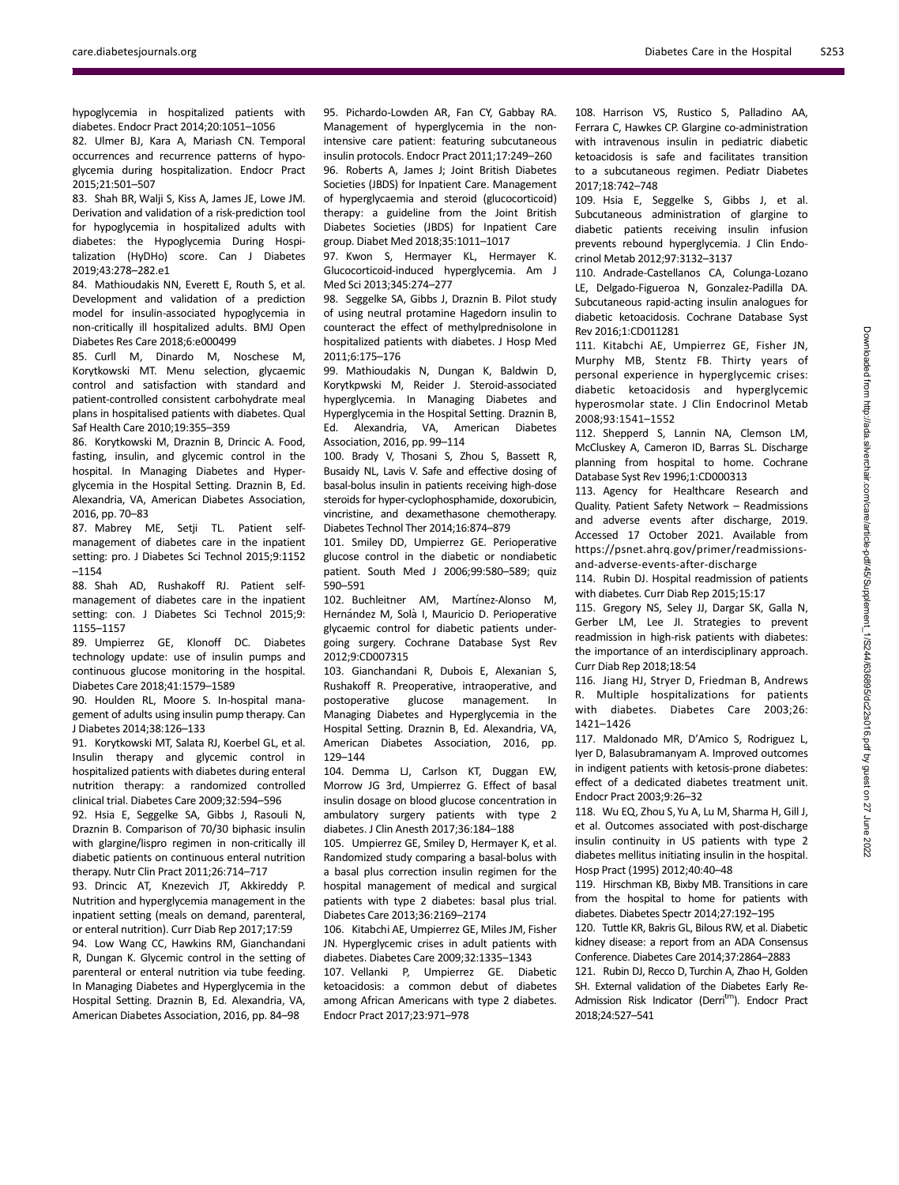hypoglycemia in hospitalized patients with diabetes. Endocr Pract 2014;20:1051–1056

82. Ulmer BJ, Kara A, Mariash CN. Temporal occurrences and recurrence patterns of hypoglycemia during hospitalization. Endocr Pract 2015;21:501–507

83. Shah BR, Walji S, Kiss A, James JE, Lowe JM. Derivation and validation of a risk-prediction tool for hypoglycemia in hospitalized adults with diabetes: the Hypoglycemia During Hospitalization (HyDHo) score. Can J Diabetes 2019;43:278–282.e1

84. Mathioudakis NN, Everett E, Routh S, et al. Development and validation of a prediction model for insulin-associated hypoglycemia in non-critically ill hospitalized adults. BMJ Open Diabetes Res Care 2018;6:e000499

85. Curll M, Dinardo M, Noschese M, Korytkowski MT. Menu selection, glycaemic control and satisfaction with standard and patient-controlled consistent carbohydrate meal plans in hospitalised patients with diabetes. Qual Saf Health Care 2010;19:355–359

86. Korytkowski M, Draznin B, Drincic A. Food, fasting, insulin, and glycemic control in the hospital. In Managing Diabetes and Hyperglycemia in the Hospital Setting. Draznin B, Ed. Alexandria, VA, American Diabetes Association, 2016, pp. 70–83

87. Mabrey ME, Setji TL. Patient self-management of diabetes care in the inpatient setting: pro. J Diabetes Sci Technol 2015;9:1152–1154

88. Shah AD, Rushakoff RJ. Patient self-management of diabetes care in the inpatient setting: con. J Diabetes Sci Technol 2015;9:1155–1157

89. Umpierrez GE, Klonoff DC. Diabetes technology update: use of insulin pumps and continuous glucose monitoring in the hospital. Diabetes Care 2018;41:1579–1589

90. Houlden RL, Moore S. In-hospital management of adults using insulin pump therapy. Can J Diabetes 2014;38:126–133

91. Korytkowski MT, Salata RJ, Koerbel GL, et al. Insulin therapy and glycemic control in hospitalized patients with diabetes during enteral nutrition therapy: a randomized controlled clinical trial. Diabetes Care 2009;32:594–596

92. Hsia E, Seggelke SA, Gibbs J, Rasouli N, Draznin B. Comparison of 70/30 biphasic insulin with glargine/lispro regimen in non-critically ill diabetic patients on continuous enteral nutrition therapy. Nutr Clin Pract 2011;26:714–717

93. Drincic AT, Knezevich JT, Akkireddy P. Nutrition and hyperglycemia management in the inpatient setting (meals on demand, parenteral, or enteral nutrition). Curr Diab Rep 2017;17:59

94. Low Wang CC, Hawkins RM, Gianchandani R, Dungan K. Glycemic control in the setting of parenteral or enteral nutrition via tube feeding. In Managing Diabetes and Hyperglycemia in the Hospital Setting. Draznin B, Ed. Alexandria, VA, American Diabetes Association, 2016, pp. 84–98

95. Pichardo-Lowden AR, Fan CY, Gabbay RA. Management of hyperglycemia in the non-intensive care patient: featuring subcutaneous insulin protocols. Endocr Pract 2011;17:249–260

96. Roberts A, James J; Joint British Diabetes Societies (JBDS) for Inpatient Care. Management of hyperglycaemia and steroid (glucocorticoid) therapy: a guideline from the Joint British Diabetes Societies (JBDS) for Inpatient Care group. Diabet Med 2018;35:1011–1017

97. Kwon S, Hermayer KL, Hermayer K. Glucocorticoid-induced hyperglycemia. Am J Med Sci 2013;345:274–277

98. Seggelke SA, Gibbs J, Draznin B. Pilot study of using neutral protamine Hagedorn insulin to counteract the effect of methylprednisolone in hospitalized patients with diabetes. J Hosp Med 2011;6:175–176

99. Mathioudakis N, Dungan K, Baldwin D, Korytkpwski M, Reider J. Steroid-associated hyperglycemia. In Managing Diabetes and Hyperglycemia in the Hospital Setting. Draznin B, Ed. Alexandria, VA, American Diabetes Association, 2016, pp. 99–114

100. Brady V, Thosani S, Zhou S, Bassett R, Busaidy NL, Lavis V. Safe and effective dosing of basal-bolus insulin in patients receiving high-dose steroids for hyper-cyclophosphamide, doxorubicin, vincristine, and dexamethasone chemotherapy. Diabetes Technol Ther 2014;16:874–879

101. Smiley DD, Umpierrez GE. Perioperative glucose control in the diabetic or nondiabetic patient. South Med J 2006;99:580–589; quiz 590–591

102. Buchleitner AM, Martínez-Alonso M, Hernández M, Solà I, Mauricio D. Perioperative glycaemic control for diabetic patients undergoing surgery. Cochrane Database Syst Rev 2012;9:CD007315

103. Gianchandani R, Dubois E, Alexanian S, Rushakoff R. Preoperative, intraoperative, and postoperative glucose management. In Managing Diabetes and Hyperglycemia in the Hospital Setting. Draznin B, Ed. Alexandria, VA, American Diabetes Association, 2016, pp. 129–144

104. Demma LJ, Carlson KT, Duggan EW, Morrow JG 3rd, Umpierrez G. Effect of basal insulin dosage on blood glucose concentration in ambulatory surgery patients with type 2 diabetes. J Clin Anesth 2017;36:184–188

105. Umpierrez GE, Smiley D, Hermayer K, et al. Randomized study comparing a basal-bolus with a basal plus correction insulin regimen for the hospital management of medical and surgical patients with type 2 diabetes: basal plus trial. Diabetes Care 2013;36:2169–2174

106. Kitabchi AE, Umpierrez GE, Miles JM, Fisher JN. Hyperglycemic crises in adult patients with diabetes. Diabetes Care 2009;32:1335–1343

107. Vellanki P, Umpierrez GE. Diabetic ketoacidosis: a common debut of diabetes among African Americans with type 2 diabetes. Endocr Pract 2017;23:971–978

108. Harrison VS, Rustico S, Palladino AA, Ferrara C, Hawkes CP. Glargine co-administration with intravenous insulin in pediatric diabetic ketoacidosis is safe and facilitates transition to a subcutaneous regimen. Pediatr Diabetes 2017;18:742–748

109. Hsia E, Seggelke S, Gibbs J, et al. Subcutaneous administration of glargine to diabetic patients receiving insulin infusion prevents rebound hyperglycemia. J Clin Endocrinol Metab 2012;97:3132–3137

110. Andrade-Castellanos CA, Colunga-Lozano LE, Delgado-Figueroa N, Gonzalez-Padilla DA. Subcutaneous rapid-acting insulin analogues for diabetic ketoacidosis. Cochrane Database Syst Rev 2016;1:CD011281

111. Kitabchi AE, Umpierrez GE, Fisher JN, Murphy MB, Stentz FB. Thirty years of personal experience in hyperglycemic crises: diabetic ketoacidosis and hyperglycemic hyperosmolar state. J Clin Endocrinol Metab 2008;93:1541–1552

112. Shepperd S, Lannin NA, Clemson LM, McCluskey A, Cameron ID, Barras SL. Discharge planning from hospital to home. Cochrane Database Syst Rev 1996;1:CD000313

113. Agency for Healthcare Research and Quality. Patient Safety Network – Readmissions and adverse events after discharge, 2019. Accessed 17 October 2021. Available from https://psnet.ahrq.gov/primer/readmissions-and-adverse-events-after-discharge

114. Rubin DJ. Hospital readmission of patients with diabetes. Curr Diab Rep 2015;15:17

115. Gregory NS, Seley JJ, Dargar SK, Galla N, Gerber LM, Lee JI. Strategies to prevent readmission in high-risk patients with diabetes: the importance of an interdisciplinary approach. Curr Diab Rep 2018;18:54

116. Jiang HJ, Stryer D, Friedman B, Andrews R. Multiple hospitalizations for patients with diabetes. Diabetes Care 2003;26:1421–1426

117. Maldonado MR, D'Amico S, Rodriguez L, Iyer D, Balasubramanyam A. Improved outcomes in indigent patients with ketosis-prone diabetes: effect of a dedicated diabetes treatment unit. Endocr Pract 2003;9:26–32

118. Wu EQ, Zhou S, Yu A, Lu M, Sharma H, Gill J, et al. Outcomes associated with post-discharge insulin continuity in US patients with type 2 diabetes mellitus initiating insulin in the hospital. Hosp Pract (1995) 2012;40:40–48

119. Hirschman KB, Bixby MB. Transitions in care from the hospital to home for patients with diabetes. Diabetes Spectr 2014;27:192–195

120. Tuttle KR, Bakris GL, Bilous RW, et al. Diabetic kidney disease: a report from an ADA Consensus Conference. Diabetes Care 2014;37:2864–2883

121. Rubin DJ, Recco D, Turchin A, Zhao H, Golden SH. External validation of the Diabetes Early Re-Admission Risk Indicator (DERRI[tm]). Endocr Pract 2018;24:527–541